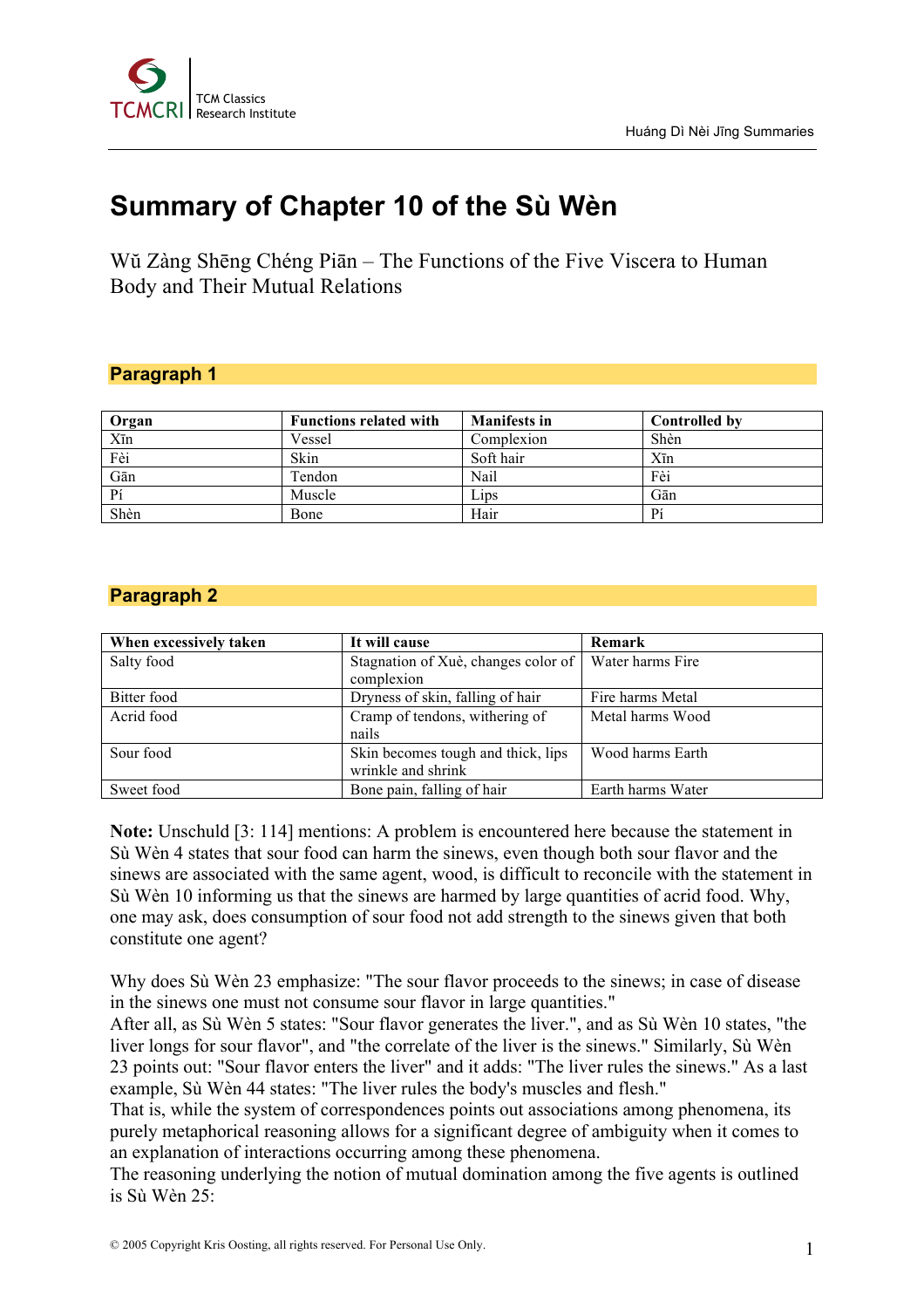# Summary of Chapter 10 of the Sù Wèn

Wŭ Zàng Shēng Chéng Piān – The Functions of the Five Viscera to Human Body and Their Mutual Relations

## Paragraph 1

| Organ | Functions related with | Manifests in | Controlled by |
|---|---|---|---|
| Xīn | Vessel | Complexion | Shèn |
| Fèi | Skin | Soft hair | Xīn |
| Gān | Tendon | Nail | Fèi |
| Pí | Muscle | Lips | Gān |
| Shèn | Bone | Hair | Pí |

## Paragraph 2

| When excessively taken | It will cause | Remark |
|---|---|---|
| Salty food | Stagnation of Xuè, changes color of complexion | Water harms Fire |
| Bitter food | Dryness of skin, falling of hair | Fire harms Metal |
| Acrid food | Cramp of tendons, withering of nails | Metal harms Wood |
| Sour food | Skin becomes tough and thick, lips wrinkle and shrink | Wood harms Earth |
| Sweet food | Bone pain, falling of hair | Earth harms Water |

**Note:** Unschuld [3: 114] mentions: A problem is encountered here because the statement in Sù Wèn 4 states that sour food can harm the sinews, even though both sour flavor and the sinews are associated with the same agent, wood, is difficult to reconcile with the statement in Sù Wèn 10 informing us that the sinews are harmed by large quantities of acrid food. Why, one may ask, does consumption of sour food not add strength to the sinews given that both constitute one agent?

Why does Sù Wèn 23 emphasize: "The sour flavor proceeds to the sinews; in case of disease in the sinews one must not consume sour flavor in large quantities."
After all, as Sù Wèn 5 states: "Sour flavor generates the liver.", and as Sù Wèn 10 states, "the liver longs for sour flavor", and "the correlate of the liver is the sinews." Similarly, Sù Wèn 23 points out: "Sour flavor enters the liver" and it adds: "The liver rules the sinews." As a last example, Sù Wèn 44 states: "The liver rules the body's muscles and flesh."
That is, while the system of correspondences points out associations among phenomena, its purely metaphorical reasoning allows for a significant degree of ambiguity when it comes to an explanation of interactions occurring among these phenomena.
The reasoning underlying the notion of mutual domination among the five agents is outlined is Sù Wèn 25: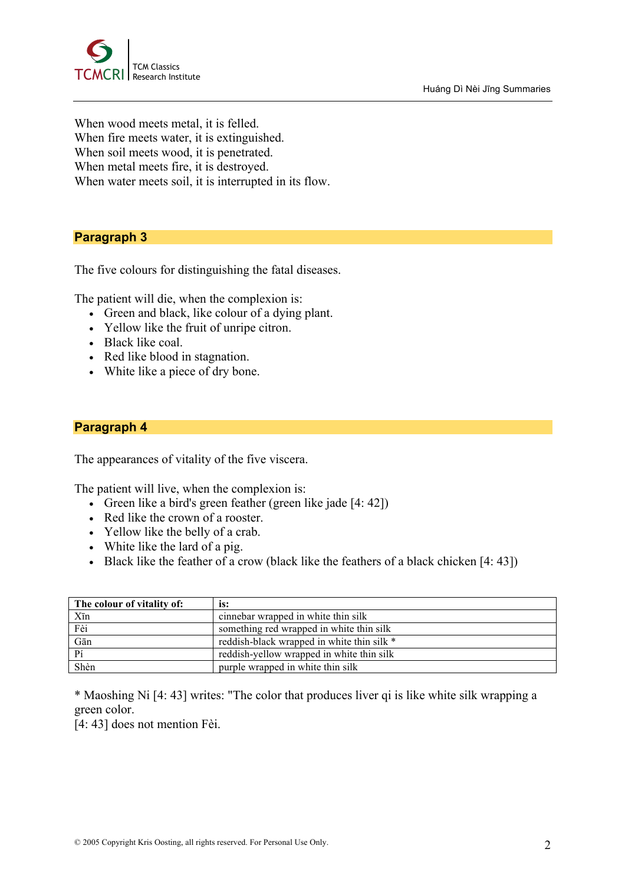When wood meets metal, it is felled.
When fire meets water, it is extinguished.
When soil meets wood, it is penetrated.
When metal meets fire, it is destroyed.
When water meets soil, it is interrupted in its flow.

## Paragraph 3

The five colours for distinguishing the fatal diseases.

The patient will die, when the complexion is:

- Green and black, like colour of a dying plant.
- Yellow like the fruit of unripe citron.
- Black like coal.
- Red like blood in stagnation.
- White like a piece of dry bone.

## Paragraph 4

The appearances of vitality of the five viscera.

The patient will live, when the complexion is:

- Green like a bird's green feather (green like jade [4: 42])
- Red like the crown of a rooster.
- Yellow like the belly of a crab.
- White like the lard of a pig.
- Black like the feather of a crow (black like the feathers of a black chicken [4: 43])

| The colour of vitality of: | is: |
|---|---|
| Xīn | cinnabar wrapped in white thin silk |
| Fèi | something red wrapped in white thin silk |
| Gān | reddish-black wrapped in white thin silk * |
| Pí | reddish-yellow wrapped in white thin silk |
| Shèn | purple wrapped in white thin silk |

* Maoshing Ni [4: 43] writes: "The color that produces liver qi is like white silk wrapping a green color.
[4: 43] does not mention Fèi.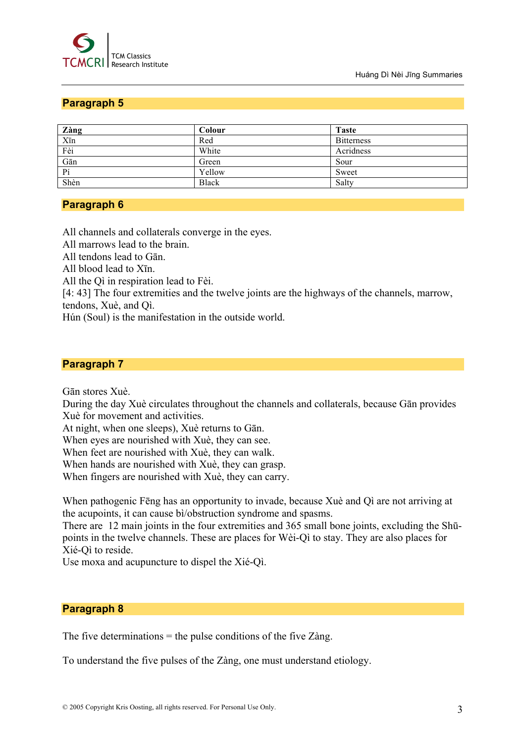## Paragraph 5

| Zàng | Colour | Taste |
|---|---|---|
| Xīn | Red | Bitterness |
| Fèi | White | Acridness |
| Gān | Green | Sour |
| Pí | Yellow | Sweet |
| Shèn | Black | Salty |

## Paragraph 6

All channels and collaterals converge in the eyes.
All marrows lead to the brain.
All tendons lead to Gān.
All blood lead to Xīn.
All the Qì in respiration lead to Fèi.
[4: 43] The four extremities and the twelve joints are the highways of the channels, marrow, tendons, Xuè, and Qì.
Hún (Soul) is the manifestation in the outside world.

## Paragraph 7

Gān stores Xuè.
During the day Xuè circulates throughout the channels and collaterals, because Gān provides Xuè for movement and activities.
At night, when one sleeps), Xuè returns to Gān.
When eyes are nourished with Xuè, they can see.
When feet are nourished with Xuè, they can walk.
When hands are nourished with Xuè, they can grasp.
When fingers are nourished with Xuè, they can carry.

When pathogenic Fēng has an opportunity to invade, because Xuè and Qì are not arriving at the acupoints, it can cause bì/obstruction syndrome and spasms.
There are 12 main joints in the four extremities and 365 small bone joints, excluding the Shū-points in the twelve channels. These are places for Wèi-Qì to stay. They are also places for Xié-Qì to reside.
Use moxa and acupuncture to dispel the Xié-Qì.

## Paragraph 8

The five determinations = the pulse conditions of the five Zàng.

To understand the five pulses of the Zàng, one must understand etiology.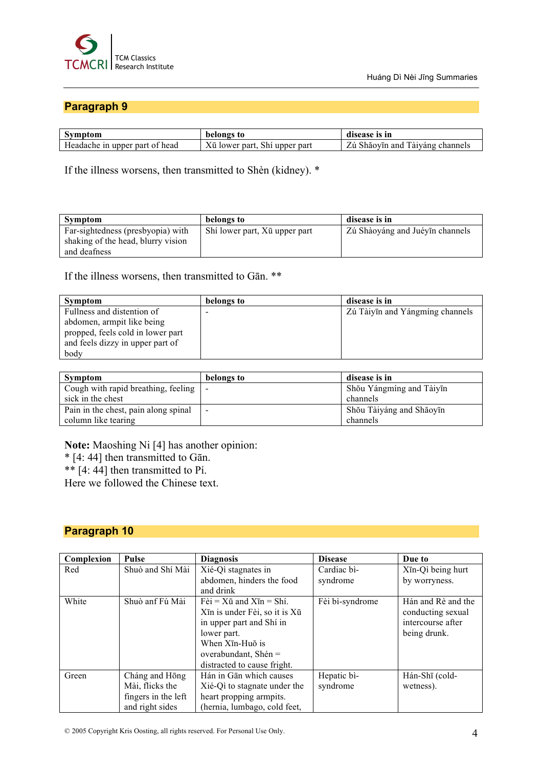## Paragraph 9

| Symptom | belongs to | disease is in |
|---|---|---|
| Headache in upper part of head | Xū lower part, Shí upper part | Zú Shǎoyīn and Tàiyáng channels |

If the illness worsens, then transmitted to Shèn (kidney). *

| Symptom | belongs to | disease is in |
|---|---|---|
| Far-sightedness (presbyopia) with shaking of the head, blurry vision and deafness | Shí lower part, Xū upper part | Zú Shàoyáng and Juéyīn channels |

If the illness worsens, then transmitted to Gān. **

| Symptom | belongs to | disease is in |
|---|---|---|
| Fullness and distention of abdomen, armpit like being propped, feels cold in lower part and feels dizzy in upper part of body | - | Zú Tàiyīn and Yángmíng channels |

| Symptom | belongs to | disease is in |
|---|---|---|
| Cough with rapid breathing, feeling sick in the chest | - | Shǒu Yángmíng and Tàiyīn channels |
| Pain in the chest, pain along spinal column like tearing | - | Shǒu Tàiyáng and Shǎoyīn channels |

**Note:** Maoshing Ni [4] has another opinion:
* [4: 44] then transmitted to Gān.
** [4: 44] then transmitted to Pí.
Here we followed the Chinese text.

## Paragraph 10

| Complexion | Pulse | Diagnosis | Disease | Due to |
|---|---|---|---|---|
| Red | Shuò and Shí Mài | Xié-Qì stagnates in abdomen, hinders the food and drink | Cardiac bì-syndrome | Xīn-Qì being hurt by worryness. |
| White | Shuò anf Fú Mài | Fèi = Xū and Xīn = Shí. Xīn is under Fèi, so it is Xū in upper part and Shí in lower part. When Xīn-Huǒ is overabundant, Shén = distracted to cause fright. | Fèi bì-syndrome | Hán and Rè and the conducting sexual intercourse after being drunk. |
| Green | Cháng and Hōng Mài, flicks the fingers in the left and right sides | Hán in Gān which causes Xié-Qì to stagnate under the heart propping armpits. (hernia, lumbago, cold feet, | Hepatic bì-syndrome | Hán-Shī (cold-wetness). |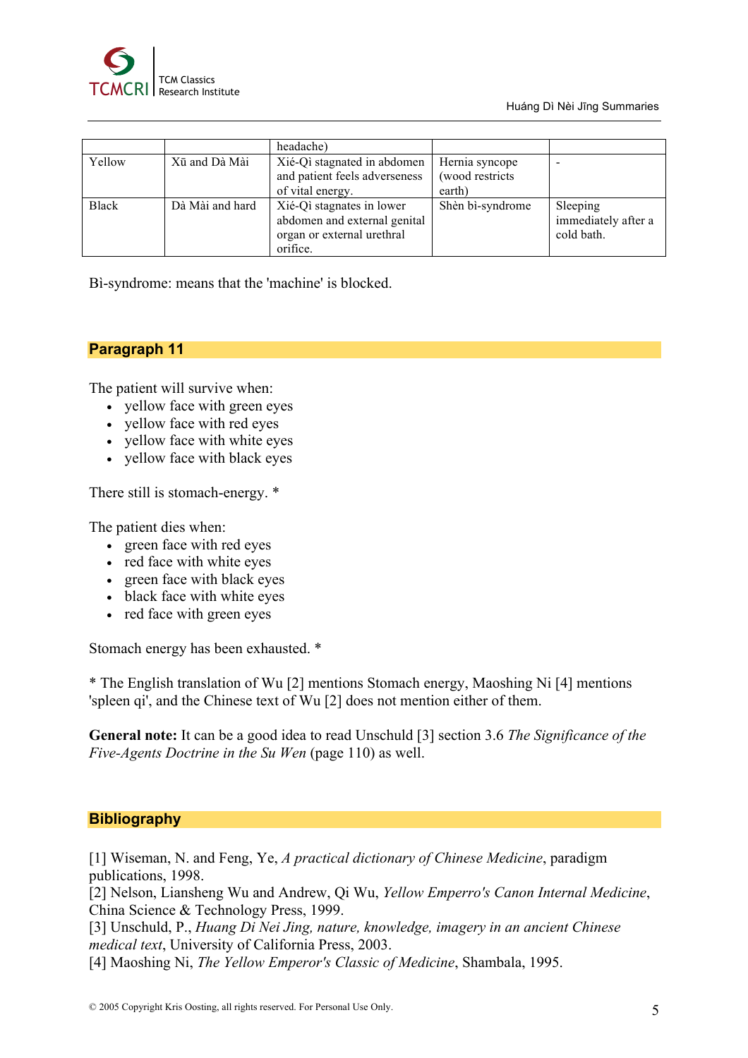| | | | | |
|---|---|---|---|---|
| | | headache) | | |
| Yellow | Xū and Dà Mài | Xié-Qì stagnated in abdomen and patient feels adverseness of vital energy. | Hernia syncope (wood restricts earth) | - |
| Black | Dà Mài and hard | Xié-Qì stagnates in lower abdomen and external genital organ or external urethral orifice. | Shèn bì-syndrome | Sleeping immediately after a cold bath. |

Bì-syndrome: means that the 'machine' is blocked.

## Paragraph 11

The patient will survive when:

- yellow face with green eyes
- yellow face with red eyes
- yellow face with white eyes
- yellow face with black eyes

There still is stomach-energy. *

The patient dies when:

- green face with red eyes
- red face with white eyes
- green face with black eyes
- black face with white eyes
- red face with green eyes

Stomach energy has been exhausted. *

* The English translation of Wu [2] mentions Stomach energy, Maoshing Ni [4] mentions 'spleen qi', and the Chinese text of Wu [2] does not mention either of them.

**General note:** It can be a good idea to read Unschuld [3] section 3.6 *The Significance of the Five-Agents Doctrine in the Su Wen* (page 110) as well.

## Bibliography

[1] Wiseman, N. and Feng, Ye, *A practical dictionary of Chinese Medicine*, paradigm publications, 1998.
[2] Nelson, Liansheng Wu and Andrew, Qi Wu, *Yellow Emperro's Canon Internal Medicine*, China Science & Technology Press, 1999.
[3] Unschuld, P., *Huang Di Nei Jing, nature, knowledge, imagery in an ancient Chinese medical text*, University of California Press, 2003.
[4] Maoshing Ni, *The Yellow Emperor's Classic of Medicine*, Shambala, 1995.